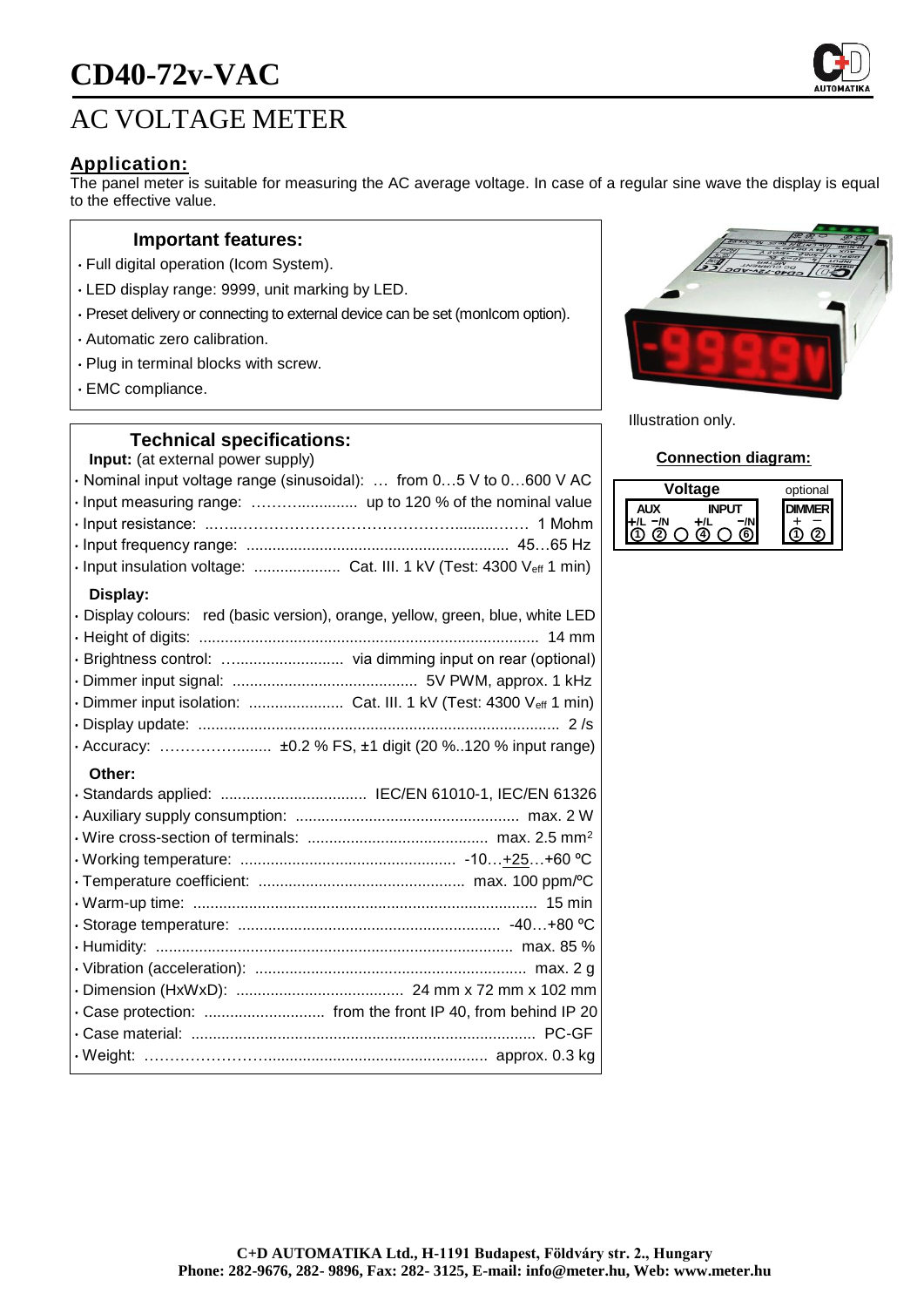# CD40-72v-VAC

# AC VOLTAGE METER

## Application:

The panel meter is suitable for measuring the AC average voltage. In case of a regular sine wave the display is equal to the effective value.

### Important features:

- Full digital operation (Icom System).
- LED display range: 9999, unit marking by LED.
- Preset delivery or connecting to external device can be set (monIcom option).
- Automatic zero calibration.
- Plug in terminal blocks with screw.
- EMC compliance.

Illustration only.

### Technical specifications:

**Input:** (at external power supply)

- Nominal input voltage range (sinusoidal): … from 0…5 V to 0…600 V AC
- Input measuring range: ……….............. up to 120 % of the nominal value
- Input resistance: ..…..…………………………………….........……. 1 Mohm
- Input frequency range: ............................................................. 45…65 Hz
- Input insulation voltage: .................... Cat. III. 1 kV (Test: 4300 $V_{eff}$ 1 min)

**Display:**

- Display colours: red (basic version), orange, yellow, green, blue, white LED
- Height of digits: ............................................................................... 14 mm
- Brightness control: ….......................... via dimming input on rear (optional)
- Dimmer input signal: ........................................... 5V PWM, approx. 1 kHz
- Dimmer input isolation: ...................... Cat. III. 1 kV (Test: 4300 $V_{eff}$ 1 min)
- Display update: ................................................................................... 2 /s
- Accuracy: ………………......... ±0.2 % FS, ±1 digit (20 %..120 % input range)

**Other:**

- Standards applied: .................................. IEC/EN 61010-1, IEC/EN 61326
- Auxiliary supply consumption: .................................................... max. 2 W
- Wire cross-section of terminals: .......................................... max. 2.5 mm$^2$
- Working temperature: .................................................. -10…+25…+60 ºC
- Temperature coefficient: ................................................ max. 100 ppm/ºC
- Warm-up time: ................................................................................ 15 min
- Storage temperature: ............................................................. -40…+80 ºC
- Humidity: ................................................................................... max. 85 %
- Vibration (acceleration): ............................................................... max. 2 g
- Dimension (HxWxD): ....................................... 24 mm x 72 mm x 102 mm
- Case protection: ............................ from the front IP 40, from behind IP 20
- Case material: ................................................................................ PC-GF
- Weight: ……………………................................................... approx. 0.3 kg

### Connection diagram:

| Voltage | | | | | | optional | |
|---|---|---|---|---|---|---|---|
| AUX | | | INPUT | | | DIMMER | |
| +/L | −/N | | +/L | | −/N | + | − |
| 1 | 2 | ○ | 4 | ○ | 6 | 1 | 2 |

**C+D AUTOMATIKA Ltd., H-1191 Budapest, Földváry str. 2., Hungary**
**Phone: 282-9676, 282- 9896, Fax: 282- 3125, E-mail: info@meter.hu, Web: www.meter.hu**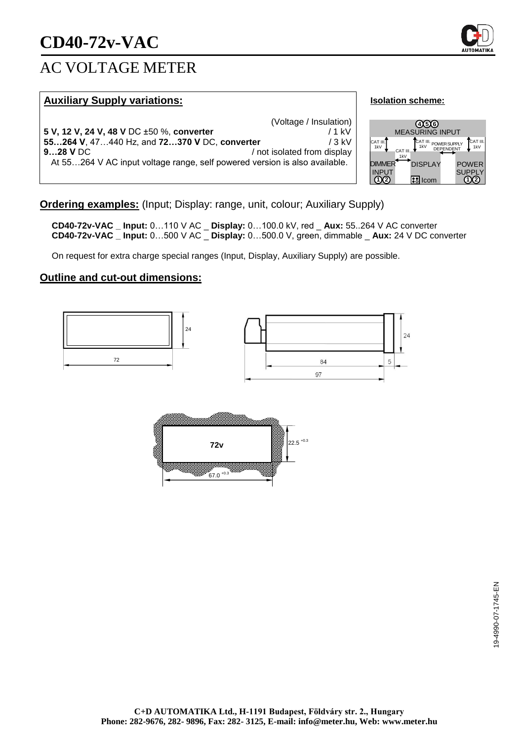# CD40-72v-VAC

## AC VOLTAGE METER

### Auxiliary Supply variations:

(Voltage / Insulation)

**5 V, 12 V, 24 V, 48 V** DC ±50 %, **converter** / 1 kV
**55…264 V**, 47…440 Hz, and **72…370 V** DC, **converter** / 3 kV
**9…28 V** DC / not isolated from display

At 55…264 V AC input voltage range, self powered version is also available.

### Isolation scheme:

④⑤⑥ MEASURING INPUT

CAT III. 1kV
CAT III. 1kV
CAT III. 1kV POWER SUPPLY DEPENDENT
CAT III. 1kV

DIMMER INPUT ①②
DISPLAY
Icom
POWER SUPPLY ①②

### Ordering examples: (Input; Display: range, unit, colour; Auxiliary Supply)

**CD40-72v-VAC _ Input:** 0…110 V AC _ **Display:** 0…100.0 kV, red _ **Aux:** 55..264 V AC converter
**CD40-72v-VAC _ Input:** 0…500 V AC _ **Display:** 0…500.0 V, green, dimmable _ **Aux:** 24 V DC converter

On request for extra charge special ranges (Input, Display, Auxiliary Supply) are possible.

### Outline and cut-out dimensions:

72
24
84
5
97
24

72v
22.5 +0.3
67.0 +0.3

19-4990-07-1745-EN

**C+D AUTOMATIKA Ltd., H-1191 Budapest, Földváry str. 2., Hungary**
**Phone: 282-9676, 282- 9896, Fax: 282- 3125, E-mail: info@meter.hu, Web: www.meter.hu**